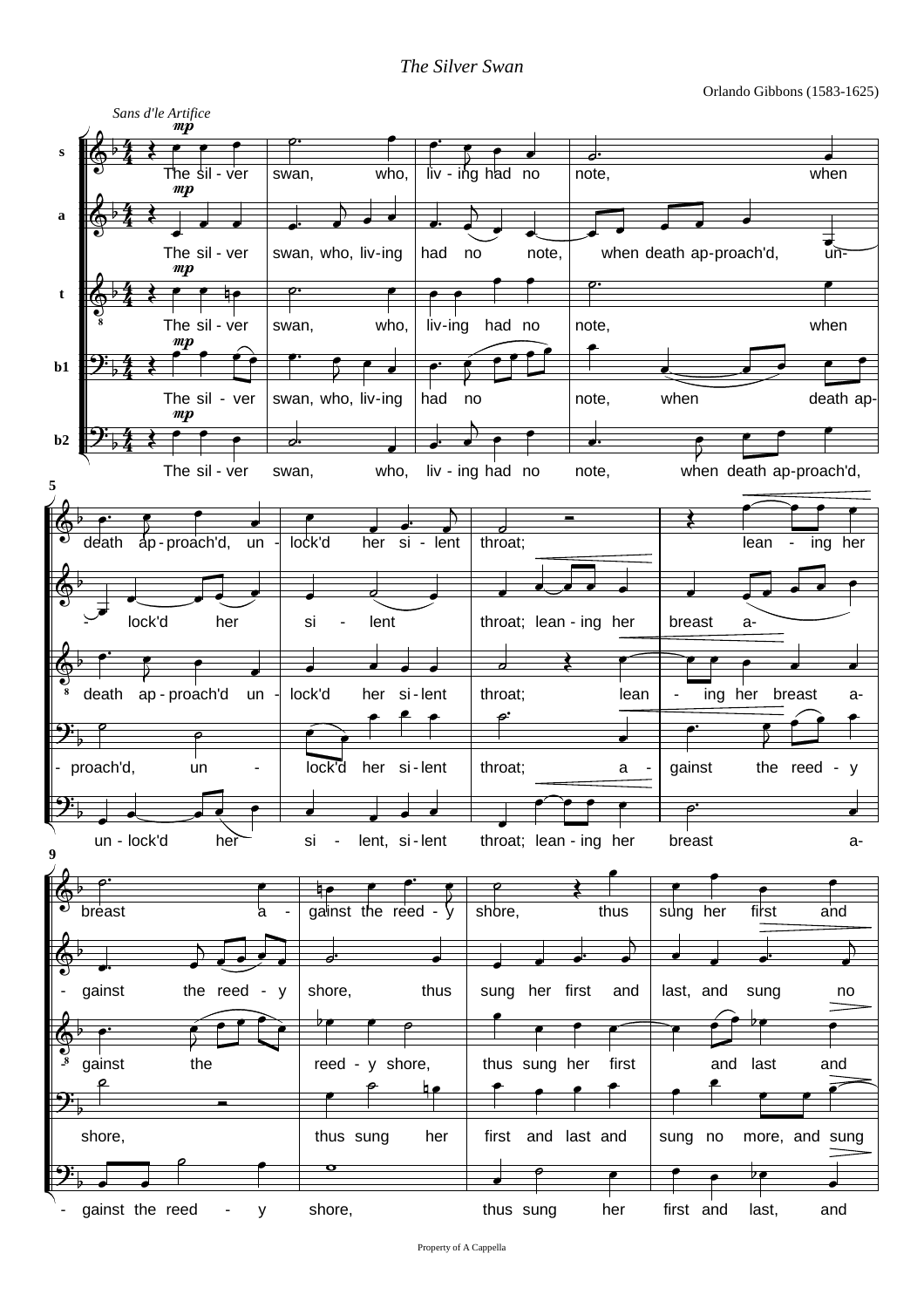*The Silver Swan*

Orlando Gibbons (1583-1625)

*Sans d'le Artifice*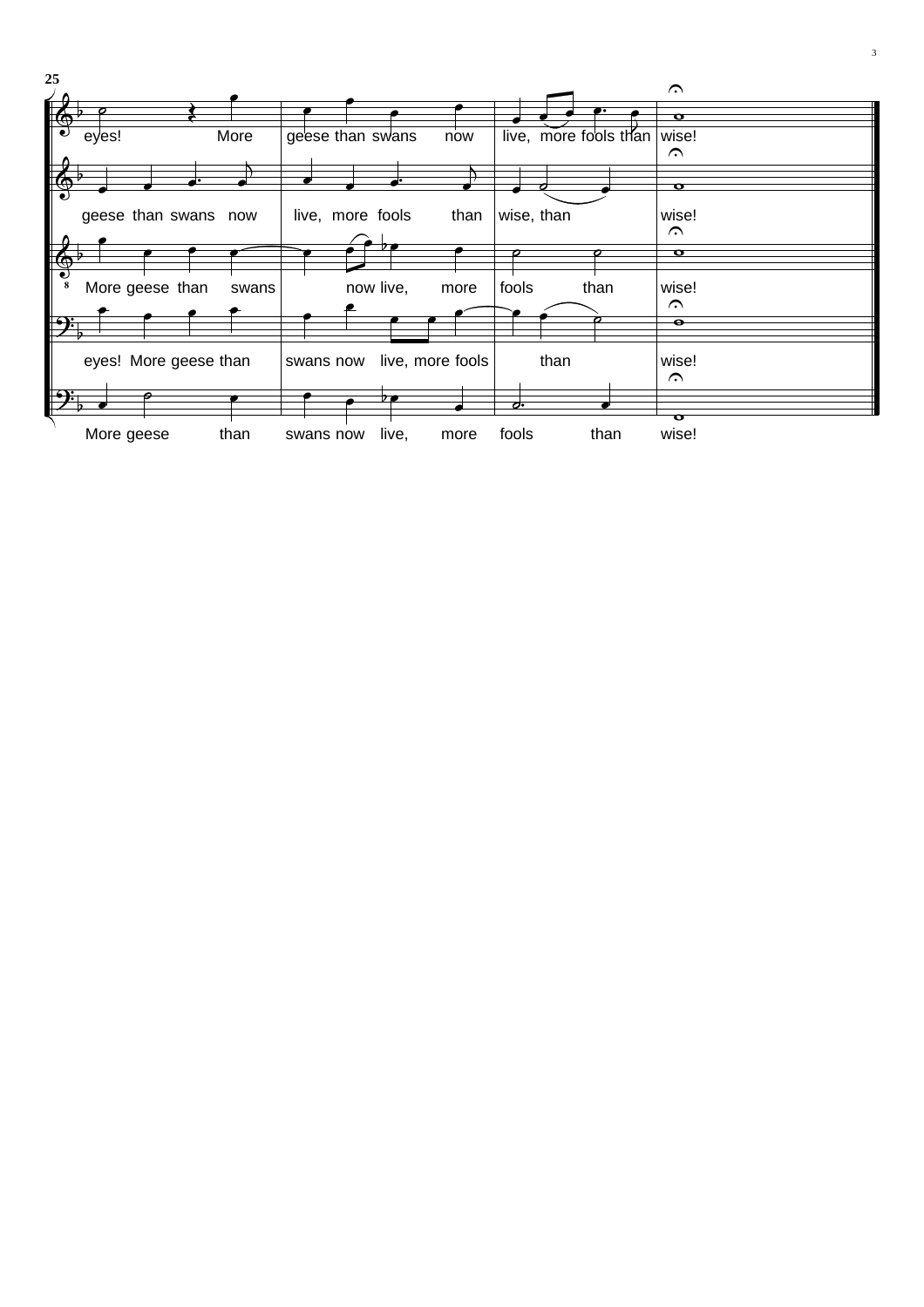25

eyes! More geese than swans now live, more fools than wise!

geese than swans now live, more fools than wise, than wise!

More geese than swans now live, more fools than wise!

eyes! More geese than swans now live, more fools than wise!

More geese than swans now live, more fools than wise!